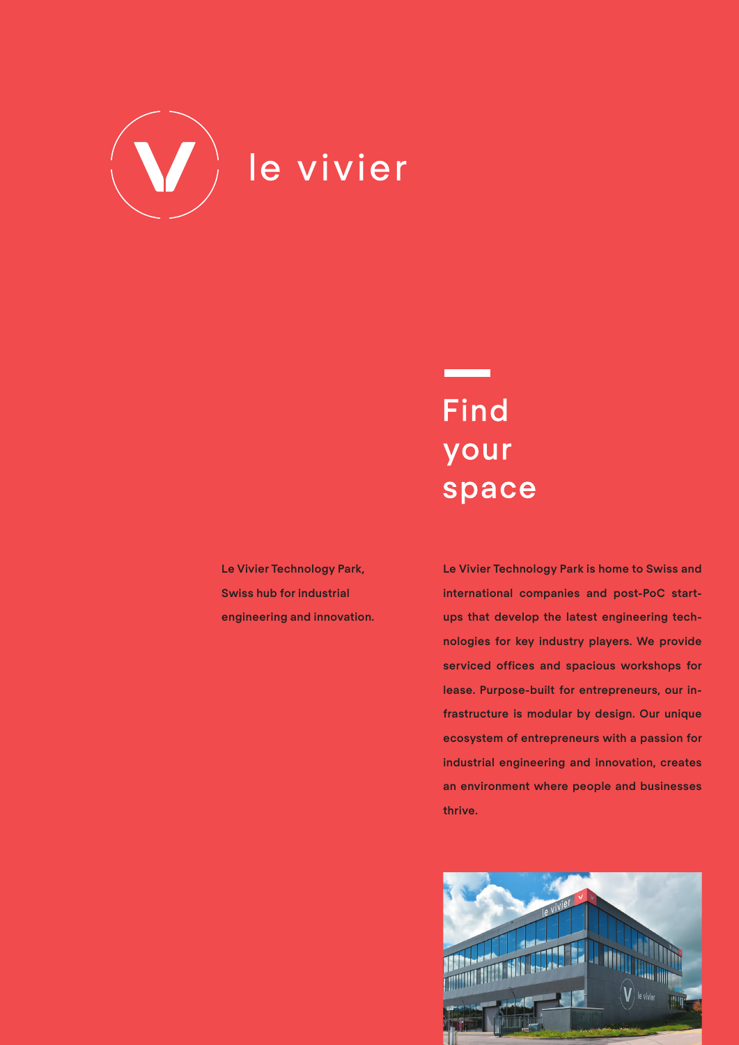le vivier

# Find your space

**Le Vivier Technology Park, Swiss hub for industrial engineering and innovation.**

**Le Vivier Technology Park is home to Swiss and international companies and post-PoC start-ups that develop the latest engineering technologies for key industry players. We provide serviced offices and spacious workshops for lease. Purpose-built for entrepreneurs, our infrastructure is modular by design. Our unique ecosystem of entrepreneurs with a passion for industrial engineering and innovation, creates an environment where people and businesses thrive.**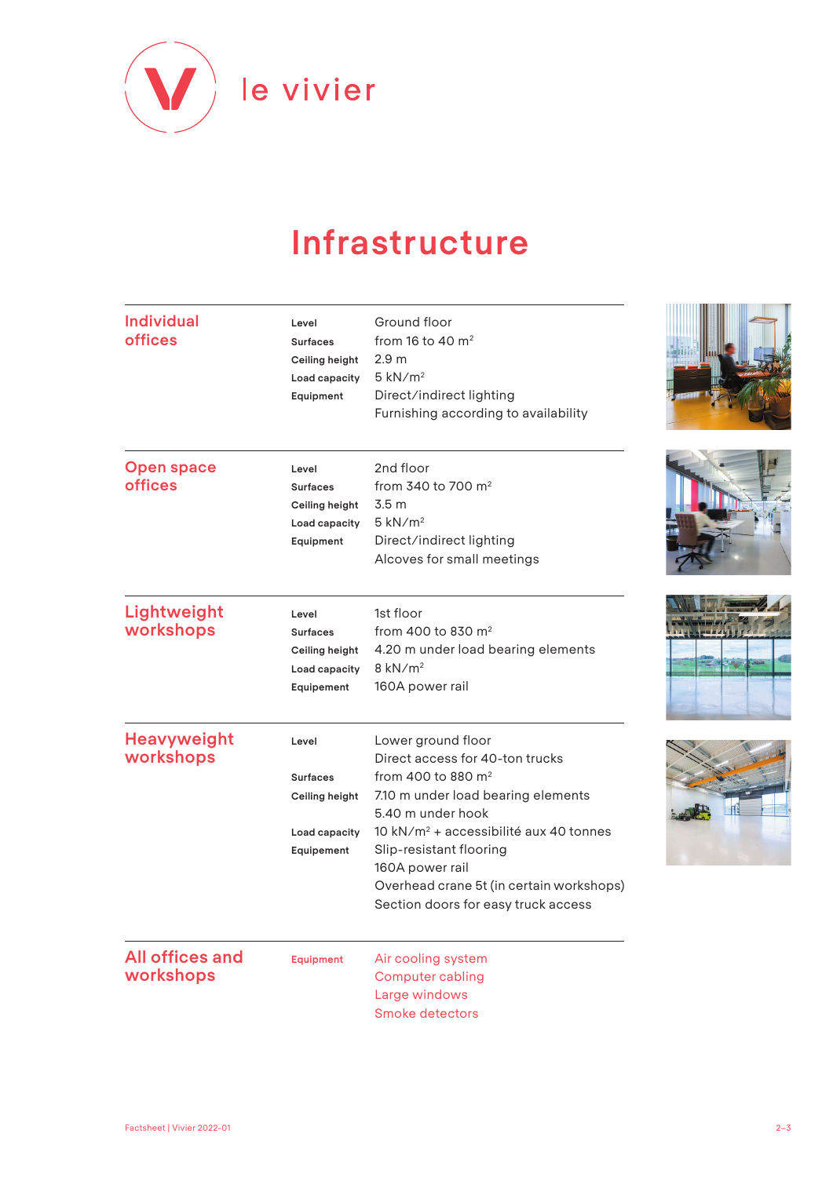le vivier

# Infrastructure

## Individual offices

| | |
|---|---|
| **Level** | Ground floor |
| **Surfaces** | from 16 to 40 m² |
| **Ceiling height** | 2.9 m |
| **Load capacity** | 5 kN/m² |
| **Equipment** | Direct/indirect lighting<br>Furnishing according to availability |

## Open space offices

| | |
|---|---|
| **Level** | 2nd floor |
| **Surfaces** | from 340 to 700 m² |
| **Ceiling height** | 3.5 m |
| **Load capacity** | 5 kN/m² |
| **Equipment** | Direct/indirect lighting<br>Alcoves for small meetings |

## Lightweight workshops

| | |
|---|---|
| **Level** | 1st floor |
| **Surfaces** | from 400 to 830 m² |
| **Ceiling height** | 4.20 m under load bearing elements |
| **Load capacity** | 8 kN/m² |
| **Equipement** | 160A power rail |

## Heavyweight workshops

| | |
|---|---|
| **Level** | Lower ground floor<br>Direct access for 40-ton trucks |
| **Surfaces** | from 400 to 880 m² |
| **Ceiling height** | 7.10 m under load bearing elements<br>5.40 m under hook |
| **Load capacity** | 10 kN/m² + accessibilité aux 40 tonnes |
| **Equipement** | Slip-resistant flooring<br>160A power rail<br>Overhead crane 5t (in certain workshops)<br>Section doors for easy truck access |

## All offices and workshops

| | |
|---|---|
| **Equipment** | Air cooling system<br>Computer cabling<br>Large windows<br>Smoke detectors |

Factsheet | Vivier 2022-01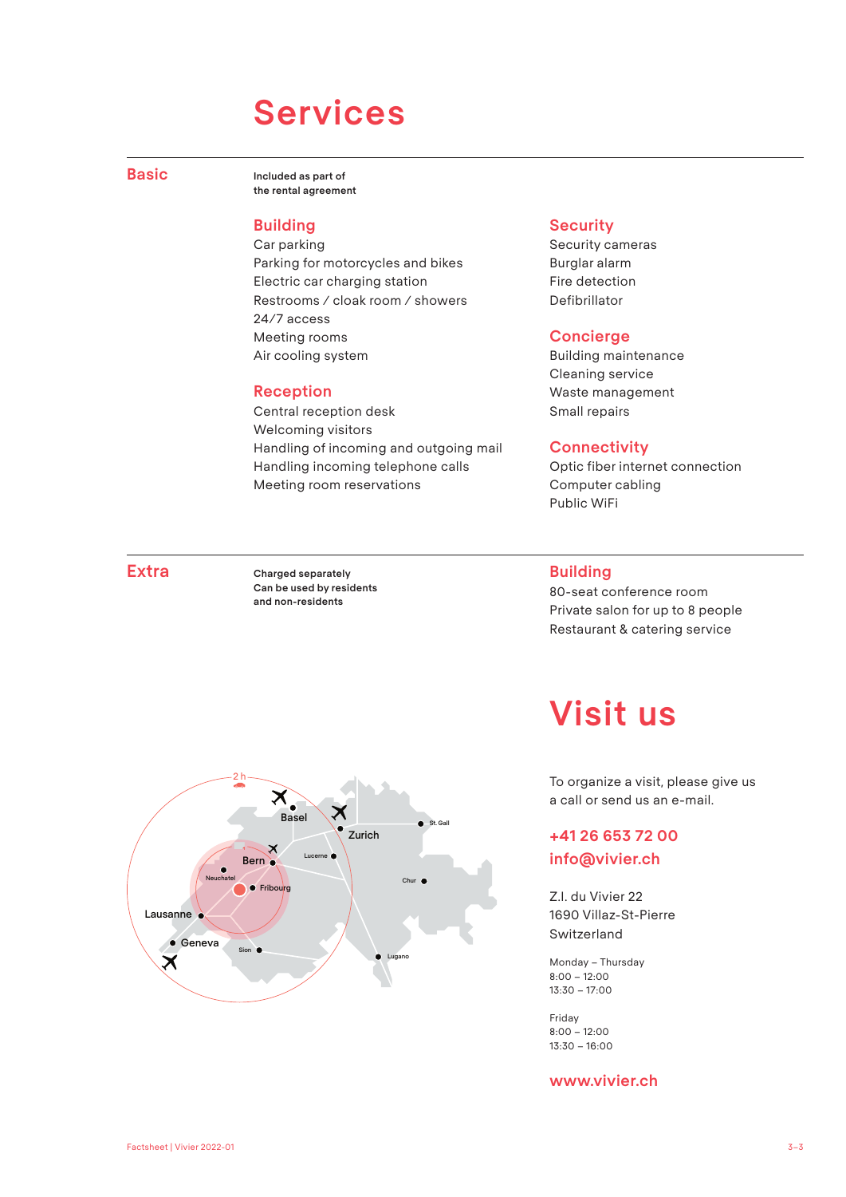# Services

## Basic

**Included as part of the rental agreement**

### Building

Car parking
Parking for motorcycles and bikes
Electric car charging station
Restrooms / cloak room / showers
24/7 access
Meeting rooms
Air cooling system

### Reception

Central reception desk
Welcoming visitors
Handling of incoming and outgoing mail
Handling incoming telephone calls
Meeting room reservations

### Security

Security cameras
Burglar alarm
Fire detection
Defibrillator

### Concierge

Building maintenance
Cleaning service
Waste management
Small repairs

### Connectivity

Optic fiber internet connection
Computer cabling
Public WiFi

## Extra

**Charged separately**
**Can be used by residents and non-residents**

### Building

80-seat conference room
Private salon for up to 8 people
Restaurant & catering service

2 h
Basel
Zurich
St. Gall
Bern
Lucerne
Neuchatel
Fribourg
Chur
Lausanne
Geneva
Sion
Lugano

# Visit us

To organize a visit, please give us a call or send us an e-mail.

**+41 26 653 72 00**
**info@vivier.ch**

Z.I. du Vivier 22
1690 Villaz-St-Pierre
Switzerland

Monday – Thursday
8:00 – 12:00
13:30 – 17:00

Friday
8:00 – 12:00
13:30 – 16:00

**www.vivier.ch**